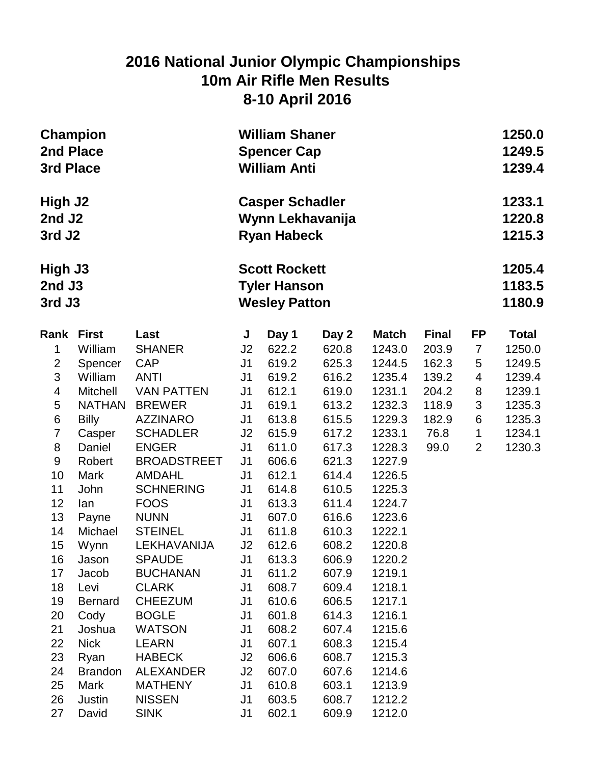# 2016 National Junior Olympic Championships
# 10m Air Rifle Men Results
# 8-10 April 2016

| | | |
|---|---|---|
| **Champion** | **William Shaner** | **1250.0** |
| **2nd Place** | **Spencer Cap** | **1249.5** |
| **3rd Place** | **William Anti** | **1239.4** |
| | | |
| **High J2** | **Casper Schadler** | **1233.1** |
| **2nd J2** | **Wynn Lekhavanija** | **1220.8** |
| **3rd J2** | **Ryan Habeck** | **1215.3** |
| | | |
| **High J3** | **Scott Rockett** | **1205.4** |
| **2nd J3** | **Tyler Hanson** | **1183.5** |
| **3rd J3** | **Wesley Patton** | **1180.9** |

| Rank | First | Last | J | Day 1 | Day 2 | Match | Final | FP | Total |
|---|---|---|---|---|---|---|---|---|---|
| 1 | William | SHANER | J2 | 622.2 | 620.8 | 1243.0 | 203.9 | 7 | 1250.0 |
| 2 | Spencer | CAP | J1 | 619.2 | 625.3 | 1244.5 | 162.3 | 5 | 1249.5 |
| 3 | William | ANTI | J1 | 619.2 | 616.2 | 1235.4 | 139.2 | 4 | 1239.4 |
| 4 | Mitchell | VAN PATTEN | J1 | 612.1 | 619.0 | 1231.1 | 204.2 | 8 | 1239.1 |
| 5 | NATHAN | BREWER | J1 | 619.1 | 613.2 | 1232.3 | 118.9 | 3 | 1235.3 |
| 6 | Billy | AZZINARO | J1 | 613.8 | 615.5 | 1229.3 | 182.9 | 6 | 1235.3 |
| 7 | Casper | SCHADLER | J2 | 615.9 | 617.2 | 1233.1 | 76.8 | 1 | 1234.1 |
| 8 | Daniel | ENGER | J1 | 611.0 | 617.3 | 1228.3 | 99.0 | 2 | 1230.3 |
| 9 | Robert | BROADSTREET | J1 | 606.6 | 621.3 | 1227.9 | | | |
| 10 | Mark | AMDAHL | J1 | 612.1 | 614.4 | 1226.5 | | | |
| 11 | John | SCHNERING | J1 | 614.8 | 610.5 | 1225.3 | | | |
| 12 | Ian | FOOS | J1 | 613.3 | 611.4 | 1224.7 | | | |
| 13 | Payne | NUNN | J1 | 607.0 | 616.6 | 1223.6 | | | |
| 14 | Michael | STEINEL | J1 | 611.8 | 610.3 | 1222.1 | | | |
| 15 | Wynn | LEKHAVANIJA | J2 | 612.6 | 608.2 | 1220.8 | | | |
| 16 | Jason | SPAUDE | J1 | 613.3 | 606.9 | 1220.2 | | | |
| 17 | Jacob | BUCHANAN | J1 | 611.2 | 607.9 | 1219.1 | | | |
| 18 | Levi | CLARK | J1 | 608.7 | 609.4 | 1218.1 | | | |
| 19 | Bernard | CHEEZUM | J1 | 610.6 | 606.5 | 1217.1 | | | |
| 20 | Cody | BOGLE | J1 | 601.8 | 614.3 | 1216.1 | | | |
| 21 | Joshua | WATSON | J1 | 608.2 | 607.4 | 1215.6 | | | |
| 22 | Nick | LEARN | J1 | 607.1 | 608.3 | 1215.4 | | | |
| 23 | Ryan | HABECK | J2 | 606.6 | 608.7 | 1215.3 | | | |
| 24 | Brandon | ALEXANDER | J2 | 607.0 | 607.6 | 1214.6 | | | |
| 25 | Mark | MATHENY | J1 | 610.8 | 603.1 | 1213.9 | | | |
| 26 | Justin | NISSEN | J1 | 603.5 | 608.7 | 1212.2 | | | |
| 27 | David | SINK | J1 | 602.1 | 609.9 | 1212.0 | | | |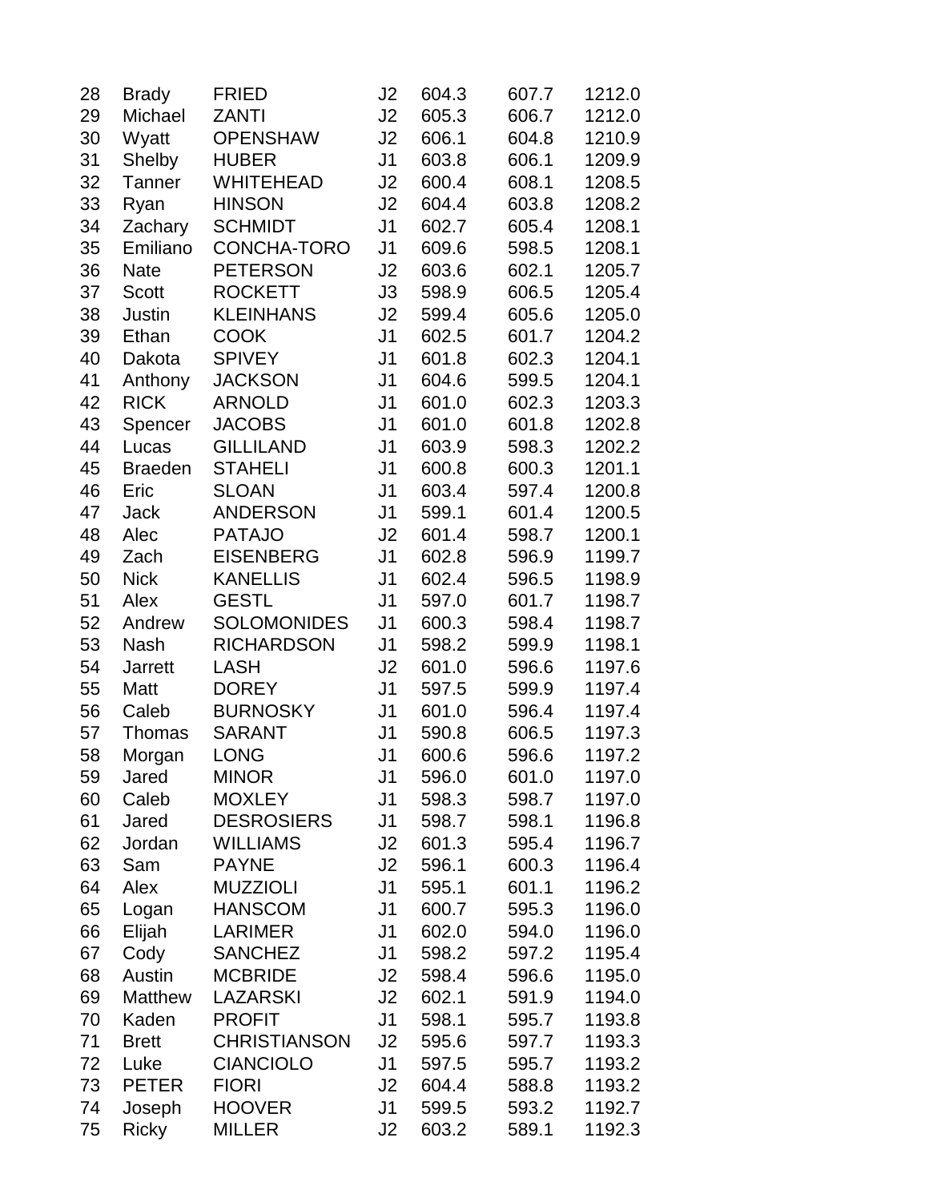| 28 | Brady | FRIED | J2 | 604.3 | 607.7 | 1212.0 |
|---|---|---|---|---|---|---|
| 29 | Michael | ZANTI | J2 | 605.3 | 606.7 | 1212.0 |
| 30 | Wyatt | OPENSHAW | J2 | 606.1 | 604.8 | 1210.9 |
| 31 | Shelby | HUBER | J1 | 603.8 | 606.1 | 1209.9 |
| 32 | Tanner | WHITEHEAD | J2 | 600.4 | 608.1 | 1208.5 |
| 33 | Ryan | HINSON | J2 | 604.4 | 603.8 | 1208.2 |
| 34 | Zachary | SCHMIDT | J1 | 602.7 | 605.4 | 1208.1 |
| 35 | Emiliano | CONCHA-TORO | J1 | 609.6 | 598.5 | 1208.1 |
| 36 | Nate | PETERSON | J2 | 603.6 | 602.1 | 1205.7 |
| 37 | Scott | ROCKETT | J3 | 598.9 | 606.5 | 1205.4 |
| 38 | Justin | KLEINHANS | J2 | 599.4 | 605.6 | 1205.0 |
| 39 | Ethan | COOK | J1 | 602.5 | 601.7 | 1204.2 |
| 40 | Dakota | SPIVEY | J1 | 601.8 | 602.3 | 1204.1 |
| 41 | Anthony | JACKSON | J1 | 604.6 | 599.5 | 1204.1 |
| 42 | RICK | ARNOLD | J1 | 601.0 | 602.3 | 1203.3 |
| 43 | Spencer | JACOBS | J1 | 601.0 | 601.8 | 1202.8 |
| 44 | Lucas | GILLILAND | J1 | 603.9 | 598.3 | 1202.2 |
| 45 | Braeden | STAHELI | J1 | 600.8 | 600.3 | 1201.1 |
| 46 | Eric | SLOAN | J1 | 603.4 | 597.4 | 1200.8 |
| 47 | Jack | ANDERSON | J1 | 599.1 | 601.4 | 1200.5 |
| 48 | Alec | PATAJO | J2 | 601.4 | 598.7 | 1200.1 |
| 49 | Zach | EISENBERG | J1 | 602.8 | 596.9 | 1199.7 |
| 50 | Nick | KANELLIS | J1 | 602.4 | 596.5 | 1198.9 |
| 51 | Alex | GESTL | J1 | 597.0 | 601.7 | 1198.7 |
| 52 | Andrew | SOLOMONIDES | J1 | 600.3 | 598.4 | 1198.7 |
| 53 | Nash | RICHARDSON | J1 | 598.2 | 599.9 | 1198.1 |
| 54 | Jarrett | LASH | J2 | 601.0 | 596.6 | 1197.6 |
| 55 | Matt | DOREY | J1 | 597.5 | 599.9 | 1197.4 |
| 56 | Caleb | BURNOSKY | J1 | 601.0 | 596.4 | 1197.4 |
| 57 | Thomas | SARANT | J1 | 590.8 | 606.5 | 1197.3 |
| 58 | Morgan | LONG | J1 | 600.6 | 596.6 | 1197.2 |
| 59 | Jared | MINOR | J1 | 596.0 | 601.0 | 1197.0 |
| 60 | Caleb | MOXLEY | J1 | 598.3 | 598.7 | 1197.0 |
| 61 | Jared | DESROSIERS | J1 | 598.7 | 598.1 | 1196.8 |
| 62 | Jordan | WILLIAMS | J2 | 601.3 | 595.4 | 1196.7 |
| 63 | Sam | PAYNE | J2 | 596.1 | 600.3 | 1196.4 |
| 64 | Alex | MUZZIOLI | J1 | 595.1 | 601.1 | 1196.2 |
| 65 | Logan | HANSCOM | J1 | 600.7 | 595.3 | 1196.0 |
| 66 | Elijah | LARIMER | J1 | 602.0 | 594.0 | 1196.0 |
| 67 | Cody | SANCHEZ | J1 | 598.2 | 597.2 | 1195.4 |
| 68 | Austin | MCBRIDE | J2 | 598.4 | 596.6 | 1195.0 |
| 69 | Matthew | LAZARSKI | J2 | 602.1 | 591.9 | 1194.0 |
| 70 | Kaden | PROFIT | J1 | 598.1 | 595.7 | 1193.8 |
| 71 | Brett | CHRISTIANSON | J2 | 595.6 | 597.7 | 1193.3 |
| 72 | Luke | CIANCIOLO | J1 | 597.5 | 595.7 | 1193.2 |
| 73 | PETER | FIORI | J2 | 604.4 | 588.8 | 1193.2 |
| 74 | Joseph | HOOVER | J1 | 599.5 | 593.2 | 1192.7 |
| 75 | Ricky | MILLER | J2 | 603.2 | 589.1 | 1192.3 |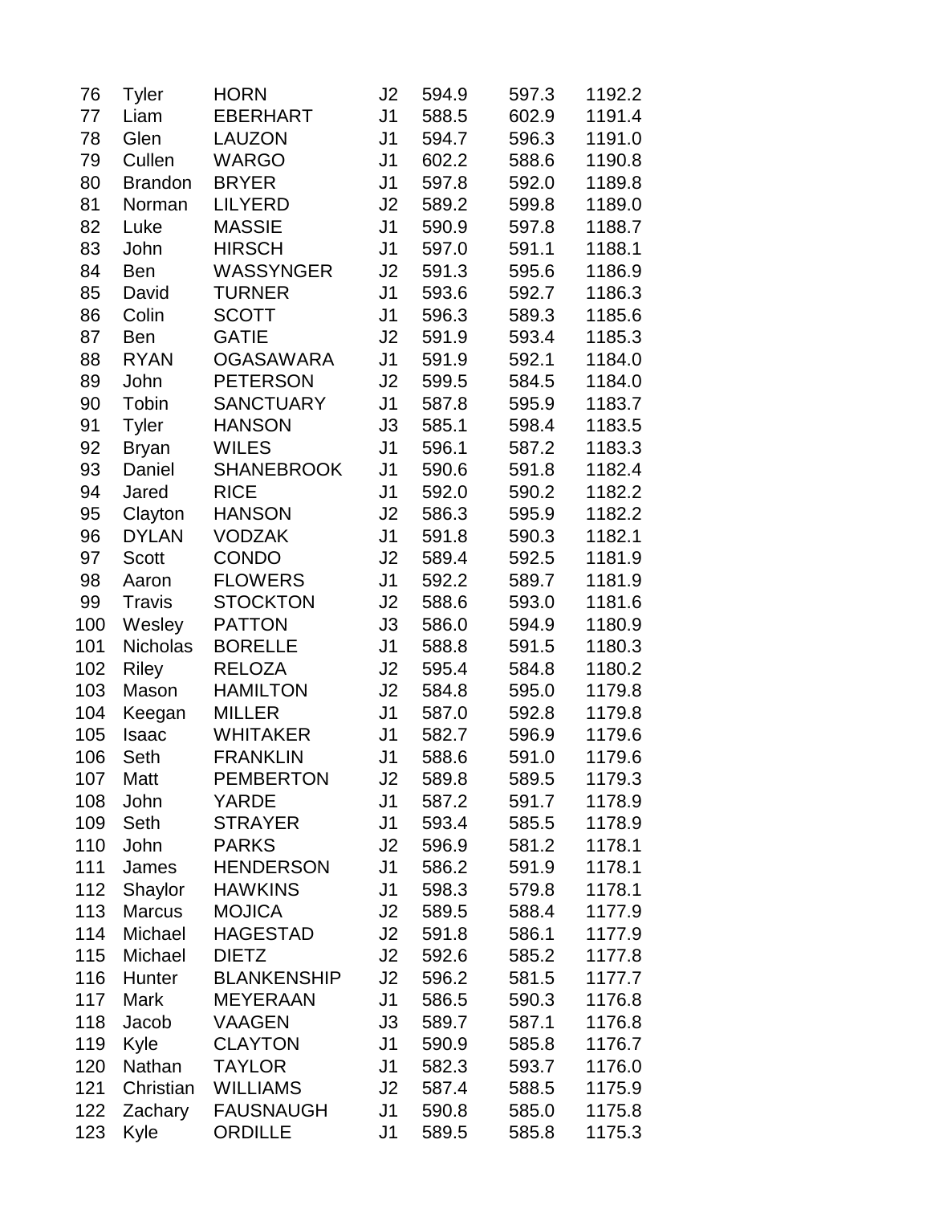| | | | | | | |
|---|---|---|---|---|---|---|
| 76 | Tyler | HORN | J2 | 594.9 | 597.3 | 1192.2 |
| 77 | Liam | EBERHART | J1 | 588.5 | 602.9 | 1191.4 |
| 78 | Glen | LAUZON | J1 | 594.7 | 596.3 | 1191.0 |
| 79 | Cullen | WARGO | J1 | 602.2 | 588.6 | 1190.8 |
| 80 | Brandon | BRYER | J1 | 597.8 | 592.0 | 1189.8 |
| 81 | Norman | LILYERD | J2 | 589.2 | 599.8 | 1189.0 |
| 82 | Luke | MASSIE | J1 | 590.9 | 597.8 | 1188.7 |
| 83 | John | HIRSCH | J1 | 597.0 | 591.1 | 1188.1 |
| 84 | Ben | WASSYNGER | J2 | 591.3 | 595.6 | 1186.9 |
| 85 | David | TURNER | J1 | 593.6 | 592.7 | 1186.3 |
| 86 | Colin | SCOTT | J1 | 596.3 | 589.3 | 1185.6 |
| 87 | Ben | GATIE | J2 | 591.9 | 593.4 | 1185.3 |
| 88 | RYAN | OGASAWARA | J1 | 591.9 | 592.1 | 1184.0 |
| 89 | John | PETERSON | J2 | 599.5 | 584.5 | 1184.0 |
| 90 | Tobin | SANCTUARY | J1 | 587.8 | 595.9 | 1183.7 |
| 91 | Tyler | HANSON | J3 | 585.1 | 598.4 | 1183.5 |
| 92 | Bryan | WILES | J1 | 596.1 | 587.2 | 1183.3 |
| 93 | Daniel | SHANEBROOK | J1 | 590.6 | 591.8 | 1182.4 |
| 94 | Jared | RICE | J1 | 592.0 | 590.2 | 1182.2 |
| 95 | Clayton | HANSON | J2 | 586.3 | 595.9 | 1182.2 |
| 96 | DYLAN | VODZAK | J1 | 591.8 | 590.3 | 1182.1 |
| 97 | Scott | CONDO | J2 | 589.4 | 592.5 | 1181.9 |
| 98 | Aaron | FLOWERS | J1 | 592.2 | 589.7 | 1181.9 |
| 99 | Travis | STOCKTON | J2 | 588.6 | 593.0 | 1181.6 |
| 100 | Wesley | PATTON | J3 | 586.0 | 594.9 | 1180.9 |
| 101 | Nicholas | BORELLE | J1 | 588.8 | 591.5 | 1180.3 |
| 102 | Riley | RELOZA | J2 | 595.4 | 584.8 | 1180.2 |
| 103 | Mason | HAMILTON | J2 | 584.8 | 595.0 | 1179.8 |
| 104 | Keegan | MILLER | J1 | 587.0 | 592.8 | 1179.8 |
| 105 | Isaac | WHITAKER | J1 | 582.7 | 596.9 | 1179.6 |
| 106 | Seth | FRANKLIN | J1 | 588.6 | 591.0 | 1179.6 |
| 107 | Matt | PEMBERTON | J2 | 589.8 | 589.5 | 1179.3 |
| 108 | John | YARDE | J1 | 587.2 | 591.7 | 1178.9 |
| 109 | Seth | STRAYER | J1 | 593.4 | 585.5 | 1178.9 |
| 110 | John | PARKS | J2 | 596.9 | 581.2 | 1178.1 |
| 111 | James | HENDERSON | J1 | 586.2 | 591.9 | 1178.1 |
| 112 | Shaylor | HAWKINS | J1 | 598.3 | 579.8 | 1178.1 |
| 113 | Marcus | MOJICA | J2 | 589.5 | 588.4 | 1177.9 |
| 114 | Michael | HAGESTAD | J2 | 591.8 | 586.1 | 1177.9 |
| 115 | Michael | DIETZ | J2 | 592.6 | 585.2 | 1177.8 |
| 116 | Hunter | BLANKENSHIP | J2 | 596.2 | 581.5 | 1177.7 |
| 117 | Mark | MEYERAAN | J1 | 586.5 | 590.3 | 1176.8 |
| 118 | Jacob | VAAGEN | J3 | 589.7 | 587.1 | 1176.8 |
| 119 | Kyle | CLAYTON | J1 | 590.9 | 585.8 | 1176.7 |
| 120 | Nathan | TAYLOR | J1 | 582.3 | 593.7 | 1176.0 |
| 121 | Christian | WILLIAMS | J2 | 587.4 | 588.5 | 1175.9 |
| 122 | Zachary | FAUSNAUGH | J1 | 590.8 | 585.0 | 1175.8 |
| 123 | Kyle | ORDILLE | J1 | 589.5 | 585.8 | 1175.3 |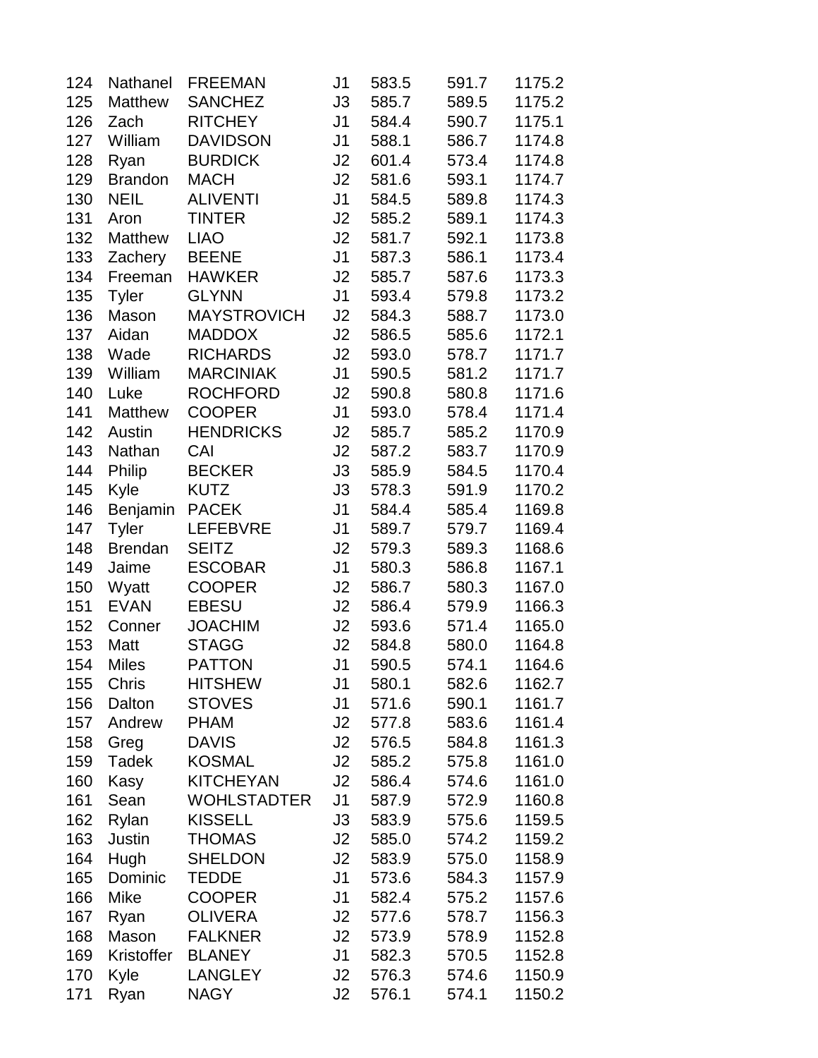| 124 | Nathanel | FREEMAN | J1 | 583.5 | 591.7 | 1175.2 |
|---|---|---|---|---|---|---|
| 125 | Matthew | SANCHEZ | J3 | 585.7 | 589.5 | 1175.2 |
| 126 | Zach | RITCHEY | J1 | 584.4 | 590.7 | 1175.1 |
| 127 | William | DAVIDSON | J1 | 588.1 | 586.7 | 1174.8 |
| 128 | Ryan | BURDICK | J2 | 601.4 | 573.4 | 1174.8 |
| 129 | Brandon | MACH | J2 | 581.6 | 593.1 | 1174.7 |
| 130 | NEIL | ALIVENTI | J1 | 584.5 | 589.8 | 1174.3 |
| 131 | Aron | TINTER | J2 | 585.2 | 589.1 | 1174.3 |
| 132 | Matthew | LIAO | J2 | 581.7 | 592.1 | 1173.8 |
| 133 | Zachery | BEENE | J1 | 587.3 | 586.1 | 1173.4 |
| 134 | Freeman | HAWKER | J2 | 585.7 | 587.6 | 1173.3 |
| 135 | Tyler | GLYNN | J1 | 593.4 | 579.8 | 1173.2 |
| 136 | Mason | MAYSTROVICH | J2 | 584.3 | 588.7 | 1173.0 |
| 137 | Aidan | MADDOX | J2 | 586.5 | 585.6 | 1172.1 |
| 138 | Wade | RICHARDS | J2 | 593.0 | 578.7 | 1171.7 |
| 139 | William | MARCINIAK | J1 | 590.5 | 581.2 | 1171.7 |
| 140 | Luke | ROCHFORD | J2 | 590.8 | 580.8 | 1171.6 |
| 141 | Matthew | COOPER | J1 | 593.0 | 578.4 | 1171.4 |
| 142 | Austin | HENDRICKS | J2 | 585.7 | 585.2 | 1170.9 |
| 143 | Nathan | CAI | J2 | 587.2 | 583.7 | 1170.9 |
| 144 | Philip | BECKER | J3 | 585.9 | 584.5 | 1170.4 |
| 145 | Kyle | KUTZ | J3 | 578.3 | 591.9 | 1170.2 |
| 146 | Benjamin | PACEK | J1 | 584.4 | 585.4 | 1169.8 |
| 147 | Tyler | LEFEBVRE | J1 | 589.7 | 579.7 | 1169.4 |
| 148 | Brendan | SEITZ | J2 | 579.3 | 589.3 | 1168.6 |
| 149 | Jaime | ESCOBAR | J1 | 580.3 | 586.8 | 1167.1 |
| 150 | Wyatt | COOPER | J2 | 586.7 | 580.3 | 1167.0 |
| 151 | EVAN | EBESU | J2 | 586.4 | 579.9 | 1166.3 |
| 152 | Conner | JOACHIM | J2 | 593.6 | 571.4 | 1165.0 |
| 153 | Matt | STAGG | J2 | 584.8 | 580.0 | 1164.8 |
| 154 | Miles | PATTON | J1 | 590.5 | 574.1 | 1164.6 |
| 155 | Chris | HITSHEW | J1 | 580.1 | 582.6 | 1162.7 |
| 156 | Dalton | STOVES | J1 | 571.6 | 590.1 | 1161.7 |
| 157 | Andrew | PHAM | J2 | 577.8 | 583.6 | 1161.4 |
| 158 | Greg | DAVIS | J2 | 576.5 | 584.8 | 1161.3 |
| 159 | Tadek | KOSMAL | J2 | 585.2 | 575.8 | 1161.0 |
| 160 | Kasy | KITCHEYAN | J2 | 586.4 | 574.6 | 1161.0 |
| 161 | Sean | WOHLSTADTER | J1 | 587.9 | 572.9 | 1160.8 |
| 162 | Rylan | KISSELL | J3 | 583.9 | 575.6 | 1159.5 |
| 163 | Justin | THOMAS | J2 | 585.0 | 574.2 | 1159.2 |
| 164 | Hugh | SHELDON | J2 | 583.9 | 575.0 | 1158.9 |
| 165 | Dominic | TEDDE | J1 | 573.6 | 584.3 | 1157.9 |
| 166 | Mike | COOPER | J1 | 582.4 | 575.2 | 1157.6 |
| 167 | Ryan | OLIVERA | J2 | 577.6 | 578.7 | 1156.3 |
| 168 | Mason | FALKNER | J2 | 573.9 | 578.9 | 1152.8 |
| 169 | Kristoffer | BLANEY | J1 | 582.3 | 570.5 | 1152.8 |
| 170 | Kyle | LANGLEY | J2 | 576.3 | 574.6 | 1150.9 |
| 171 | Ryan | NAGY | J2 | 576.1 | 574.1 | 1150.2 |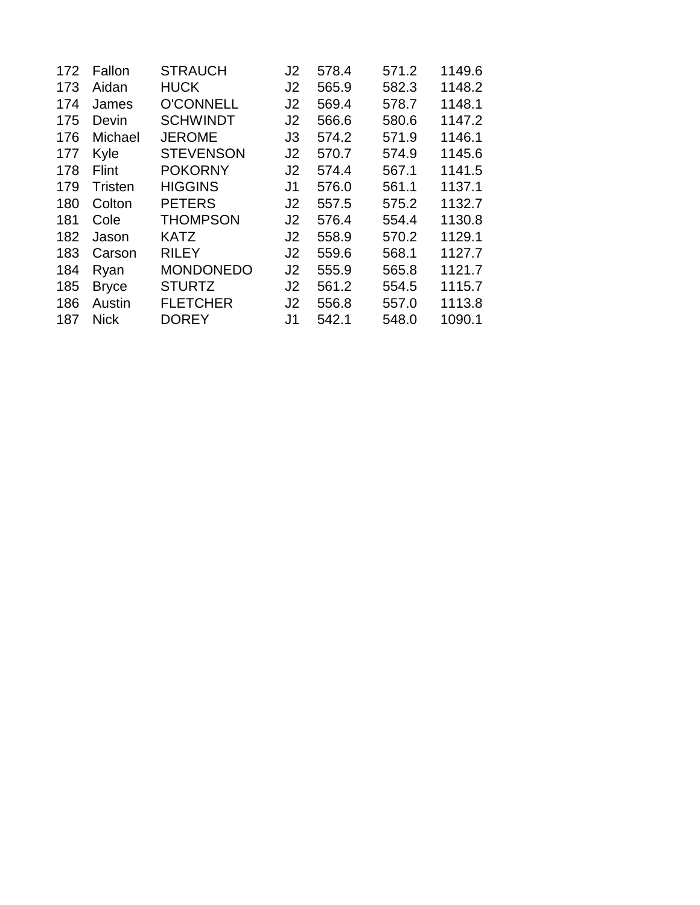| | | | | | | |
|---|---|---|---|---|---|---|
| 172 | Fallon | STRAUCH | J2 | 578.4 | 571.2 | 1149.6 |
| 173 | Aidan | HUCK | J2 | 565.9 | 582.3 | 1148.2 |
| 174 | James | O'CONNELL | J2 | 569.4 | 578.7 | 1148.1 |
| 175 | Devin | SCHWINDT | J2 | 566.6 | 580.6 | 1147.2 |
| 176 | Michael | JEROME | J3 | 574.2 | 571.9 | 1146.1 |
| 177 | Kyle | STEVENSON | J2 | 570.7 | 574.9 | 1145.6 |
| 178 | Flint | POKORNY | J2 | 574.4 | 567.1 | 1141.5 |
| 179 | Tristen | HIGGINS | J1 | 576.0 | 561.1 | 1137.1 |
| 180 | Colton | PETERS | J2 | 557.5 | 575.2 | 1132.7 |
| 181 | Cole | THOMPSON | J2 | 576.4 | 554.4 | 1130.8 |
| 182 | Jason | KATZ | J2 | 558.9 | 570.2 | 1129.1 |
| 183 | Carson | RILEY | J2 | 559.6 | 568.1 | 1127.7 |
| 184 | Ryan | MONDONEDO | J2 | 555.9 | 565.8 | 1121.7 |
| 185 | Bryce | STURTZ | J2 | 561.2 | 554.5 | 1115.7 |
| 186 | Austin | FLETCHER | J2 | 556.8 | 557.0 | 1113.8 |
| 187 | Nick | DOREY | J1 | 542.1 | 548.0 | 1090.1 |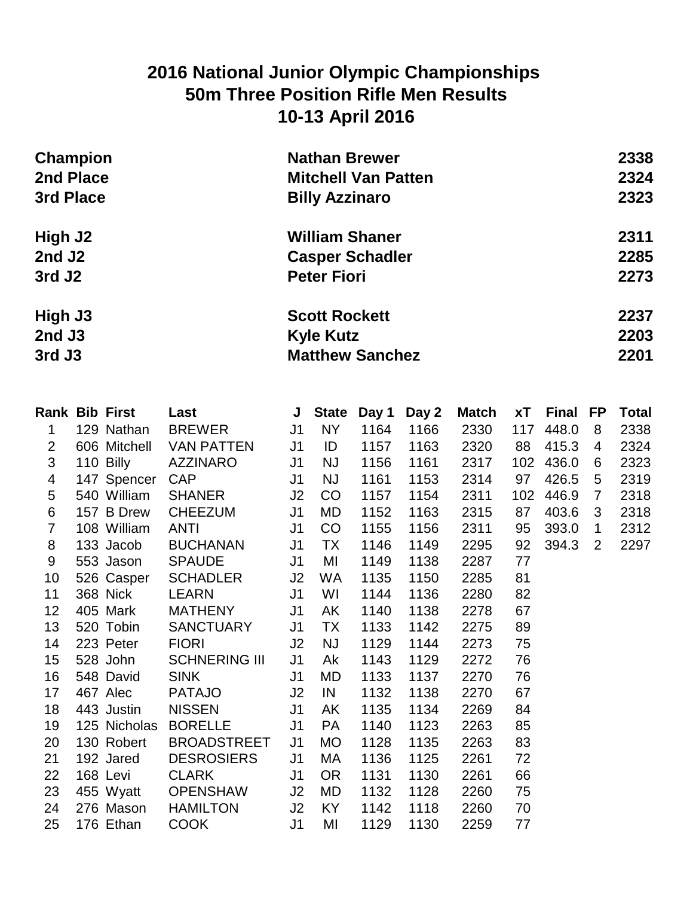# 2016 National Junior Olympic Championships
# 50m Three Position Rifle Men Results
# 10-13 April 2016

| | | |
|---|---|---|
| **Champion** | **Nathan Brewer** | **2338** |
| **2nd Place** | **Mitchell Van Patten** | **2324** |
| **3rd Place** | **Billy Azzinaro** | **2323** |
| **High J2** | **William Shaner** | **2311** |
| **2nd J2** | **Casper Schadler** | **2285** |
| **3rd J2** | **Peter Fiori** | **2273** |
| **High J3** | **Scott Rockett** | **2237** |
| **2nd J3** | **Kyle Kutz** | **2203** |
| **3rd J3** | **Matthew Sanchez** | **2201** |

| Rank | Bib | First | Last | J | State | Day 1 | Day 2 | Match | xT | Final | FP | Total |
|---|---|---|---|---|---|---|---|---|---|---|---|---|
| 1 | 129 | Nathan | BREWER | J1 | NY | 1164 | 1166 | 2330 | 117 | 448.0 | 8 | 2338 |
| 2 | 606 | Mitchell | VAN PATTEN | J1 | ID | 1157 | 1163 | 2320 | 88 | 415.3 | 4 | 2324 |
| 3 | 110 | Billy | AZZINARO | J1 | NJ | 1156 | 1161 | 2317 | 102 | 436.0 | 6 | 2323 |
| 4 | 147 | Spencer | CAP | J1 | NJ | 1161 | 1153 | 2314 | 97 | 426.5 | 5 | 2319 |
| 5 | 540 | William | SHANER | J2 | CO | 1157 | 1154 | 2311 | 102 | 446.9 | 7 | 2318 |
| 6 | 157 | B Drew | CHEEZUM | J1 | MD | 1152 | 1163 | 2315 | 87 | 403.6 | 3 | 2318 |
| 7 | 108 | William | ANTI | J1 | CO | 1155 | 1156 | 2311 | 95 | 393.0 | 1 | 2312 |
| 8 | 133 | Jacob | BUCHANAN | J1 | TX | 1146 | 1149 | 2295 | 92 | 394.3 | 2 | 2297 |
| 9 | 553 | Jason | SPAUDE | J1 | MI | 1149 | 1138 | 2287 | 77 | | | |
| 10 | 526 | Casper | SCHADLER | J2 | WA | 1135 | 1150 | 2285 | 81 | | | |
| 11 | 368 | Nick | LEARN | J1 | WI | 1144 | 1136 | 2280 | 82 | | | |
| 12 | 405 | Mark | MATHENY | J1 | AK | 1140 | 1138 | 2278 | 67 | | | |
| 13 | 520 | Tobin | SANCTUARY | J1 | TX | 1133 | 1142 | 2275 | 89 | | | |
| 14 | 223 | Peter | FIORI | J2 | NJ | 1129 | 1144 | 2273 | 75 | | | |
| 15 | 528 | John | SCHNERING III | J1 | Ak | 1143 | 1129 | 2272 | 76 | | | |
| 16 | 548 | David | SINK | J1 | MD | 1133 | 1137 | 2270 | 76 | | | |
| 17 | 467 | Alec | PATAJO | J2 | IN | 1132 | 1138 | 2270 | 67 | | | |
| 18 | 443 | Justin | NISSEN | J1 | AK | 1135 | 1134 | 2269 | 84 | | | |
| 19 | 125 | Nicholas | BORELLE | J1 | PA | 1140 | 1123 | 2263 | 85 | | | |
| 20 | 130 | Robert | BROADSTREET | J1 | MO | 1128 | 1135 | 2263 | 83 | | | |
| 21 | 192 | Jared | DESROSIERS | J1 | MA | 1136 | 1125 | 2261 | 72 | | | |
| 22 | 168 | Levi | CLARK | J1 | OR | 1131 | 1130 | 2261 | 66 | | | |
| 23 | 455 | Wyatt | OPENSHAW | J2 | MD | 1132 | 1128 | 2260 | 75 | | | |
| 24 | 276 | Mason | HAMILTON | J2 | KY | 1142 | 1118 | 2260 | 70 | | | |
| 25 | 176 | Ethan | COOK | J1 | MI | 1129 | 1130 | 2259 | 77 | | | |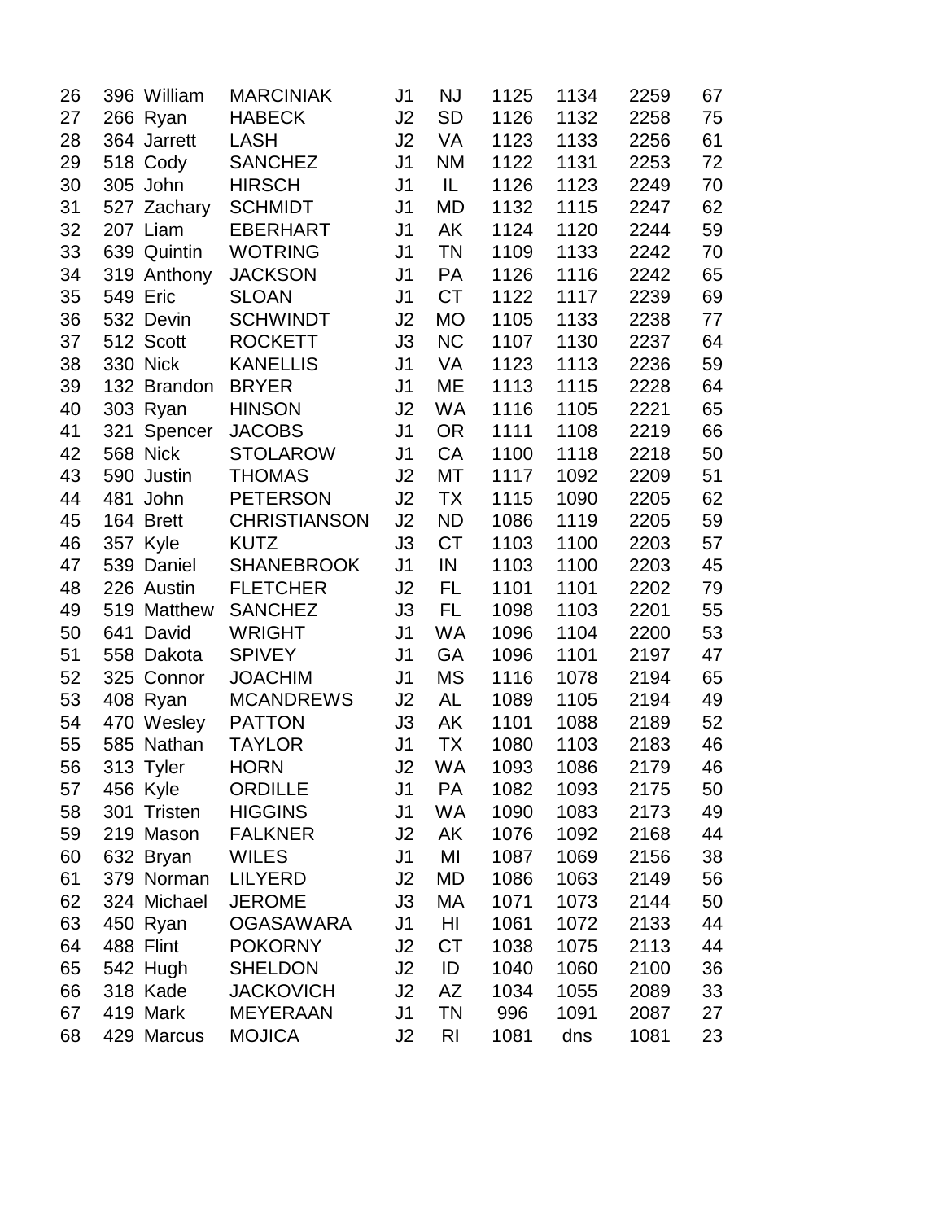| | | | | | | | | | |
|---|---|---|---|---|---|---|---|---|---|
| 26 | 396 | William | MARCINIAK | J1 | NJ | 1125 | 1134 | 2259 | 67 |
| 27 | 266 | Ryan | HABECK | J2 | SD | 1126 | 1132 | 2258 | 75 |
| 28 | 364 | Jarrett | LASH | J2 | VA | 1123 | 1133 | 2256 | 61 |
| 29 | 518 | Cody | SANCHEZ | J1 | NM | 1122 | 1131 | 2253 | 72 |
| 30 | 305 | John | HIRSCH | J1 | IL | 1126 | 1123 | 2249 | 70 |
| 31 | 527 | Zachary | SCHMIDT | J1 | MD | 1132 | 1115 | 2247 | 62 |
| 32 | 207 | Liam | EBERHART | J1 | AK | 1124 | 1120 | 2244 | 59 |
| 33 | 639 | Quintin | WOTRING | J1 | TN | 1109 | 1133 | 2242 | 70 |
| 34 | 319 | Anthony | JACKSON | J1 | PA | 1126 | 1116 | 2242 | 65 |
| 35 | 549 | Eric | SLOAN | J1 | CT | 1122 | 1117 | 2239 | 69 |
| 36 | 532 | Devin | SCHWINDT | J2 | MO | 1105 | 1133 | 2238 | 77 |
| 37 | 512 | Scott | ROCKETT | J3 | NC | 1107 | 1130 | 2237 | 64 |
| 38 | 330 | Nick | KANELLIS | J1 | VA | 1123 | 1113 | 2236 | 59 |
| 39 | 132 | Brandon | BRYER | J1 | ME | 1113 | 1115 | 2228 | 64 |
| 40 | 303 | Ryan | HINSON | J2 | WA | 1116 | 1105 | 2221 | 65 |
| 41 | 321 | Spencer | JACOBS | J1 | OR | 1111 | 1108 | 2219 | 66 |
| 42 | 568 | Nick | STOLAROW | J1 | CA | 1100 | 1118 | 2218 | 50 |
| 43 | 590 | Justin | THOMAS | J2 | MT | 1117 | 1092 | 2209 | 51 |
| 44 | 481 | John | PETERSON | J2 | TX | 1115 | 1090 | 2205 | 62 |
| 45 | 164 | Brett | CHRISTIANSON | J2 | ND | 1086 | 1119 | 2205 | 59 |
| 46 | 357 | Kyle | KUTZ | J3 | CT | 1103 | 1100 | 2203 | 57 |
| 47 | 539 | Daniel | SHANEBROOK | J1 | IN | 1103 | 1100 | 2203 | 45 |
| 48 | 226 | Austin | FLETCHER | J2 | FL | 1101 | 1101 | 2202 | 79 |
| 49 | 519 | Matthew | SANCHEZ | J3 | FL | 1098 | 1103 | 2201 | 55 |
| 50 | 641 | David | WRIGHT | J1 | WA | 1096 | 1104 | 2200 | 53 |
| 51 | 558 | Dakota | SPIVEY | J1 | GA | 1096 | 1101 | 2197 | 47 |
| 52 | 325 | Connor | JOACHIM | J1 | MS | 1116 | 1078 | 2194 | 65 |
| 53 | 408 | Ryan | MCANDREWS | J2 | AL | 1089 | 1105 | 2194 | 49 |
| 54 | 470 | Wesley | PATTON | J3 | AK | 1101 | 1088 | 2189 | 52 |
| 55 | 585 | Nathan | TAYLOR | J1 | TX | 1080 | 1103 | 2183 | 46 |
| 56 | 313 | Tyler | HORN | J2 | WA | 1093 | 1086 | 2179 | 46 |
| 57 | 456 | Kyle | ORDILLE | J1 | PA | 1082 | 1093 | 2175 | 50 |
| 58 | 301 | Tristen | HIGGINS | J1 | WA | 1090 | 1083 | 2173 | 49 |
| 59 | 219 | Mason | FALKNER | J2 | AK | 1076 | 1092 | 2168 | 44 |
| 60 | 632 | Bryan | WILES | J1 | MI | 1087 | 1069 | 2156 | 38 |
| 61 | 379 | Norman | LILYERD | J2 | MD | 1086 | 1063 | 2149 | 56 |
| 62 | 324 | Michael | JEROME | J3 | MA | 1071 | 1073 | 2144 | 50 |
| 63 | 450 | Ryan | OGASAWARA | J1 | HI | 1061 | 1072 | 2133 | 44 |
| 64 | 488 | Flint | POKORNY | J2 | CT | 1038 | 1075 | 2113 | 44 |
| 65 | 542 | Hugh | SHELDON | J2 | ID | 1040 | 1060 | 2100 | 36 |
| 66 | 318 | Kade | JACKOVICH | J2 | AZ | 1034 | 1055 | 2089 | 33 |
| 67 | 419 | Mark | MEYERAAN | J1 | TN | 996 | 1091 | 2087 | 27 |
| 68 | 429 | Marcus | MOJICA | J2 | RI | 1081 | dns | 1081 | 23 |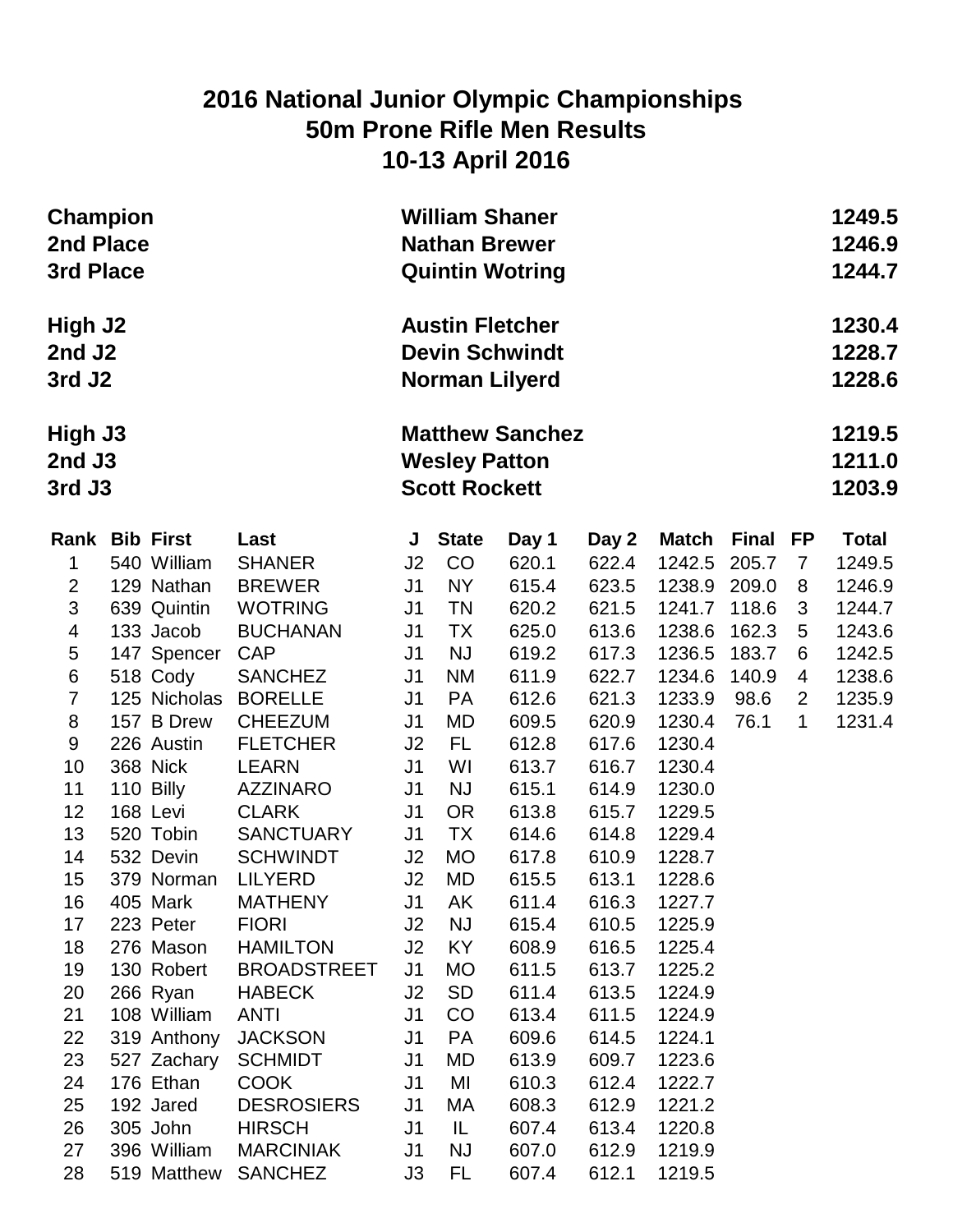# 2016 National Junior Olympic Championships
## 50m Prone Rifle Men Results
## 10-13 April 2016

| | | |
|---|---|---|
| **Champion** | **William Shaner** | **1249.5** |
| **2nd Place** | **Nathan Brewer** | **1246.9** |
| **3rd Place** | **Quintin Wotring** | **1244.7** |
| | | |
| **High J2** | **Austin Fletcher** | **1230.4** |
| **2nd J2** | **Devin Schwindt** | **1228.7** |
| **3rd J2** | **Norman Lilyerd** | **1228.6** |
| | | |
| **High J3** | **Matthew Sanchez** | **1219.5** |
| **2nd J3** | **Wesley Patton** | **1211.0** |
| **3rd J3** | **Scott Rockett** | **1203.9** |

| Rank | Bib | First | Last | J | State | Day 1 | Day 2 | Match | Final | FP | Total |
|---|---|---|---|---|---|---|---|---|---|---|---|
| 1 | 540 | William | SHANER | J2 | CO | 620.1 | 622.4 | 1242.5 | 205.7 | 7 | 1249.5 |
| 2 | 129 | Nathan | BREWER | J1 | NY | 615.4 | 623.5 | 1238.9 | 209.0 | 8 | 1246.9 |
| 3 | 639 | Quintin | WOTRING | J1 | TN | 620.2 | 621.5 | 1241.7 | 118.6 | 3 | 1244.7 |
| 4 | 133 | Jacob | BUCHANAN | J1 | TX | 625.0 | 613.6 | 1238.6 | 162.3 | 5 | 1243.6 |
| 5 | 147 | Spencer | CAP | J1 | NJ | 619.2 | 617.3 | 1236.5 | 183.7 | 6 | 1242.5 |
| 6 | 518 | Cody | SANCHEZ | J1 | NM | 611.9 | 622.7 | 1234.6 | 140.9 | 4 | 1238.6 |
| 7 | 125 | Nicholas | BORELLE | J1 | PA | 612.6 | 621.3 | 1233.9 | 98.6 | 2 | 1235.9 |
| 8 | 157 | B Drew | CHEEZUM | J1 | MD | 609.5 | 620.9 | 1230.4 | 76.1 | 1 | 1231.4 |
| 9 | 226 | Austin | FLETCHER | J2 | FL | 612.8 | 617.6 | 1230.4 | | | |
| 10 | 368 | Nick | LEARN | J1 | WI | 613.7 | 616.7 | 1230.4 | | | |
| 11 | 110 | Billy | AZZINARO | J1 | NJ | 615.1 | 614.9 | 1230.0 | | | |
| 12 | 168 | Levi | CLARK | J1 | OR | 613.8 | 615.7 | 1229.5 | | | |
| 13 | 520 | Tobin | SANCTUARY | J1 | TX | 614.6 | 614.8 | 1229.4 | | | |
| 14 | 532 | Devin | SCHWINDT | J2 | MO | 617.8 | 610.9 | 1228.7 | | | |
| 15 | 379 | Norman | LILYERD | J2 | MD | 615.5 | 613.1 | 1228.6 | | | |
| 16 | 405 | Mark | MATHENY | J1 | AK | 611.4 | 616.3 | 1227.7 | | | |
| 17 | 223 | Peter | FIORI | J2 | NJ | 615.4 | 610.5 | 1225.9 | | | |
| 18 | 276 | Mason | HAMILTON | J2 | KY | 608.9 | 616.5 | 1225.4 | | | |
| 19 | 130 | Robert | BROADSTREET | J1 | MO | 611.5 | 613.7 | 1225.2 | | | |
| 20 | 266 | Ryan | HABECK | J2 | SD | 611.4 | 613.5 | 1224.9 | | | |
| 21 | 108 | William | ANTI | J1 | CO | 613.4 | 611.5 | 1224.9 | | | |
| 22 | 319 | Anthony | JACKSON | J1 | PA | 609.6 | 614.5 | 1224.1 | | | |
| 23 | 527 | Zachary | SCHMIDT | J1 | MD | 613.9 | 609.7 | 1223.6 | | | |
| 24 | 176 | Ethan | COOK | J1 | MI | 610.3 | 612.4 | 1222.7 | | | |
| 25 | 192 | Jared | DESROSIERS | J1 | MA | 608.3 | 612.9 | 1221.2 | | | |
| 26 | 305 | John | HIRSCH | J1 | IL | 607.4 | 613.4 | 1220.8 | | | |
| 27 | 396 | William | MARCINIAK | J1 | NJ | 607.0 | 612.9 | 1219.9 | | | |
| 28 | 519 | Matthew | SANCHEZ | J3 | FL | 607.4 | 612.1 | 1219.5 | | | |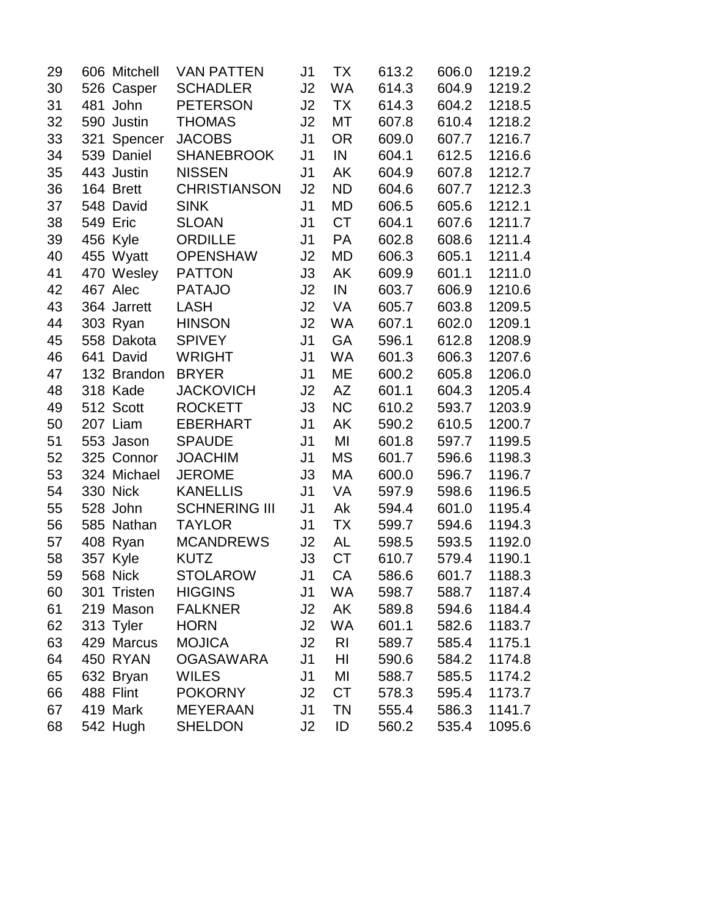| | | | | | | | | |
|---|---|---|---|---|---|---|---|---|
| 29 | 606 | Mitchell | VAN PATTEN | J1 | TX | 613.2 | 606.0 | 1219.2 |
| 30 | 526 | Casper | SCHADLER | J2 | WA | 614.3 | 604.9 | 1219.2 |
| 31 | 481 | John | PETERSON | J2 | TX | 614.3 | 604.2 | 1218.5 |
| 32 | 590 | Justin | THOMAS | J2 | MT | 607.8 | 610.4 | 1218.2 |
| 33 | 321 | Spencer | JACOBS | J1 | OR | 609.0 | 607.7 | 1216.7 |
| 34 | 539 | Daniel | SHANEBROOK | J1 | IN | 604.1 | 612.5 | 1216.6 |
| 35 | 443 | Justin | NISSEN | J1 | AK | 604.9 | 607.8 | 1212.7 |
| 36 | 164 | Brett | CHRISTIANSON | J2 | ND | 604.6 | 607.7 | 1212.3 |
| 37 | 548 | David | SINK | J1 | MD | 606.5 | 605.6 | 1212.1 |
| 38 | 549 | Eric | SLOAN | J1 | CT | 604.1 | 607.6 | 1211.7 |
| 39 | 456 | Kyle | ORDILLE | J1 | PA | 602.8 | 608.6 | 1211.4 |
| 40 | 455 | Wyatt | OPENSHAW | J2 | MD | 606.3 | 605.1 | 1211.4 |
| 41 | 470 | Wesley | PATTON | J3 | AK | 609.9 | 601.1 | 1211.0 |
| 42 | 467 | Alec | PATAJO | J2 | IN | 603.7 | 606.9 | 1210.6 |
| 43 | 364 | Jarrett | LASH | J2 | VA | 605.7 | 603.8 | 1209.5 |
| 44 | 303 | Ryan | HINSON | J2 | WA | 607.1 | 602.0 | 1209.1 |
| 45 | 558 | Dakota | SPIVEY | J1 | GA | 596.1 | 612.8 | 1208.9 |
| 46 | 641 | David | WRIGHT | J1 | WA | 601.3 | 606.3 | 1207.6 |
| 47 | 132 | Brandon | BRYER | J1 | ME | 600.2 | 605.8 | 1206.0 |
| 48 | 318 | Kade | JACKOVICH | J2 | AZ | 601.1 | 604.3 | 1205.4 |
| 49 | 512 | Scott | ROCKETT | J3 | NC | 610.2 | 593.7 | 1203.9 |
| 50 | 207 | Liam | EBERHART | J1 | AK | 590.2 | 610.5 | 1200.7 |
| 51 | 553 | Jason | SPAUDE | J1 | MI | 601.8 | 597.7 | 1199.5 |
| 52 | 325 | Connor | JOACHIM | J1 | MS | 601.7 | 596.6 | 1198.3 |
| 53 | 324 | Michael | JEROME | J3 | MA | 600.0 | 596.7 | 1196.7 |
| 54 | 330 | Nick | KANELLIS | J1 | VA | 597.9 | 598.6 | 1196.5 |
| 55 | 528 | John | SCHNERING III | J1 | Ak | 594.4 | 601.0 | 1195.4 |
| 56 | 585 | Nathan | TAYLOR | J1 | TX | 599.7 | 594.6 | 1194.3 |
| 57 | 408 | Ryan | MCANDREWS | J2 | AL | 598.5 | 593.5 | 1192.0 |
| 58 | 357 | Kyle | KUTZ | J3 | CT | 610.7 | 579.4 | 1190.1 |
| 59 | 568 | Nick | STOLAROW | J1 | CA | 586.6 | 601.7 | 1188.3 |
| 60 | 301 | Tristen | HIGGINS | J1 | WA | 598.7 | 588.7 | 1187.4 |
| 61 | 219 | Mason | FALKNER | J2 | AK | 589.8 | 594.6 | 1184.4 |
| 62 | 313 | Tyler | HORN | J2 | WA | 601.1 | 582.6 | 1183.7 |
| 63 | 429 | Marcus | MOJICA | J2 | RI | 589.7 | 585.4 | 1175.1 |
| 64 | 450 | RYAN | OGASAWARA | J1 | HI | 590.6 | 584.2 | 1174.8 |
| 65 | 632 | Bryan | WILES | J1 | MI | 588.7 | 585.5 | 1174.2 |
| 66 | 488 | Flint | POKORNY | J2 | CT | 578.3 | 595.4 | 1173.7 |
| 67 | 419 | Mark | MEYERAAN | J1 | TN | 555.4 | 586.3 | 1141.7 |
| 68 | 542 | Hugh | SHELDON | J2 | ID | 560.2 | 535.4 | 1095.6 |